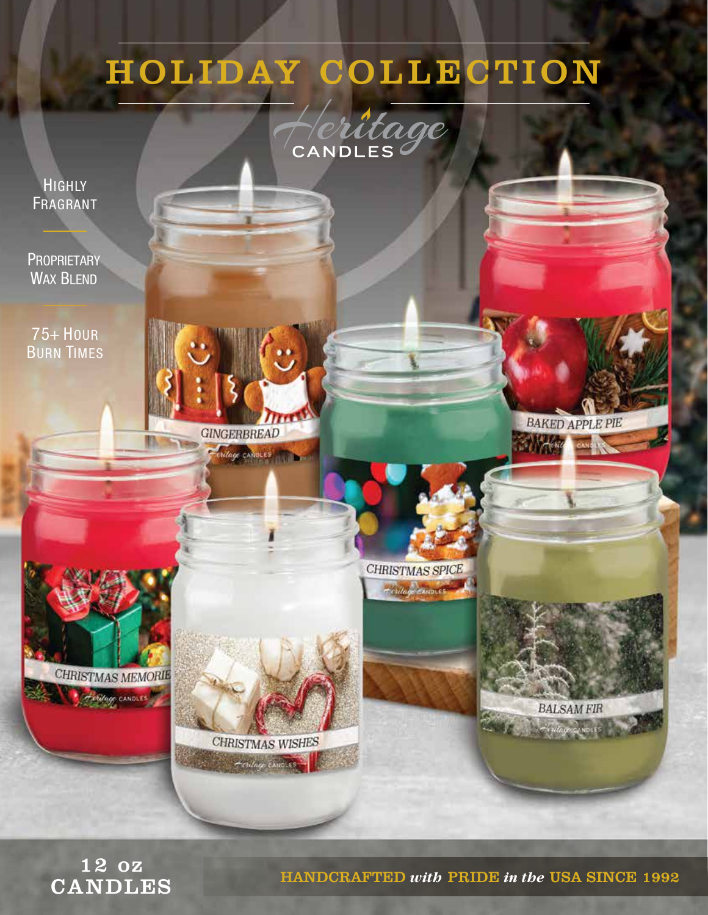# HOLIDAY COLLECTION

Heritage CANDLES

- HIGHLY FRAGRANT
- PROPRIETARY WAX BLEND
- 75+ HOUR BURN TIMES

GINGERBREAD

BAKED APPLE PIE

CHRISTMAS SPICE

CHRISTMAS MEMORIES

CHRISTMAS WISHES

BALSAM FIR

**12 oz CANDLES**

**HANDCRAFTED *with* PRIDE *in the* USA SINCE 1992**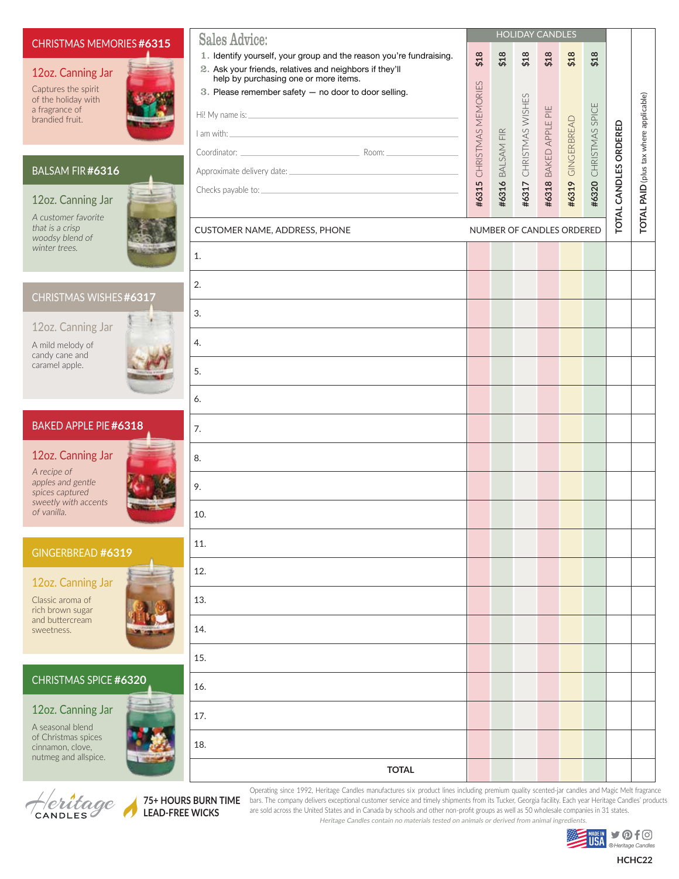## CHRISTMAS MEMORIES #6315

12oz. Canning Jar

Captures the spirit of the holiday with a fragrance of brandied fruit.

## BALSAM FIR #6316

12oz. Canning Jar

*A customer favorite that is a crisp woodsy blend of winter trees.*

## CHRISTMAS WISHES #6317

12oz. Canning Jar

A mild melody of candy cane and caramel apple.

## BAKED APPLE PIE #6318

12oz. Canning Jar

*A recipe of apples and gentle spices captured sweetly with accents of vanilla.*

## GINGERBREAD #6319

12oz. Canning Jar

Classic aroma of rich brown sugar and buttercream sweetness.

## CHRISTMAS SPICE #6320

12oz. Canning Jar

A seasonal blend of Christmas spices cinnamon, clove, nutmeg and allspice.

## Sales Advice:

1. Identify yourself, your group and the reason you're fundraising.
2. Ask your friends, relatives and neighbors if they'll help by purchasing one or more items.
3. Please remember safety — no door to door selling.

Hi! My name is: ______________________

I am with: ______________________

Coordinator: ______________ Room: ______________

Approximate delivery date: ______________________

Checks payable to: ______________________

HOLIDAY CANDLES — NUMBER OF CANDLES ORDERED

| CUSTOMER NAME, ADDRESS, PHONE | #6315 CHRISTMAS MEMORIES $18 | #6316 BALSAM FIR $18 | #6317 CHRISTMAS WISHES $18 | #6318 BAKED APPLE PIE $18 | #6319 GINGERBREAD $18 | #6320 CHRISTMAS SPICE $18 | TOTAL CANDLES ORDERED | TOTAL PAID (plus tax where applicable) |
|---|---|---|---|---|---|---|---|---|
| 1. | | | | | | | | |
| 2. | | | | | | | | |
| 3. | | | | | | | | |
| 4. | | | | | | | | |
| 5. | | | | | | | | |
| 6. | | | | | | | | |
| 7. | | | | | | | | |
| 8. | | | | | | | | |
| 9. | | | | | | | | |
| 10. | | | | | | | | |
| 11. | | | | | | | | |
| 12. | | | | | | | | |
| 13. | | | | | | | | |
| 14. | | | | | | | | |
| 15. | | | | | | | | |
| 16. | | | | | | | | |
| 17. | | | | | | | | |
| 18. | | | | | | | | |
| TOTAL | | | | | | | | |

Heritage CANDLES

75+ HOURS BURN TIME
LEAD-FREE WICKS

Operating since 1992, Heritage Candles manufactures six product lines including premium quality scented-jar candles and Magic Melt fragrance bars. The company delivers exceptional customer service and timely shipments from its Tucker, Georgia facility. Each year Heritage Candles' products are sold across the United States and in Canada by schools and other non-profit groups as well as 50 wholesale companies in 31 states.

*Heritage Candles contain no materials tested on animals or derived from animal ingredients.*

MADE IN USA

@Heritage Candles

HCHC22